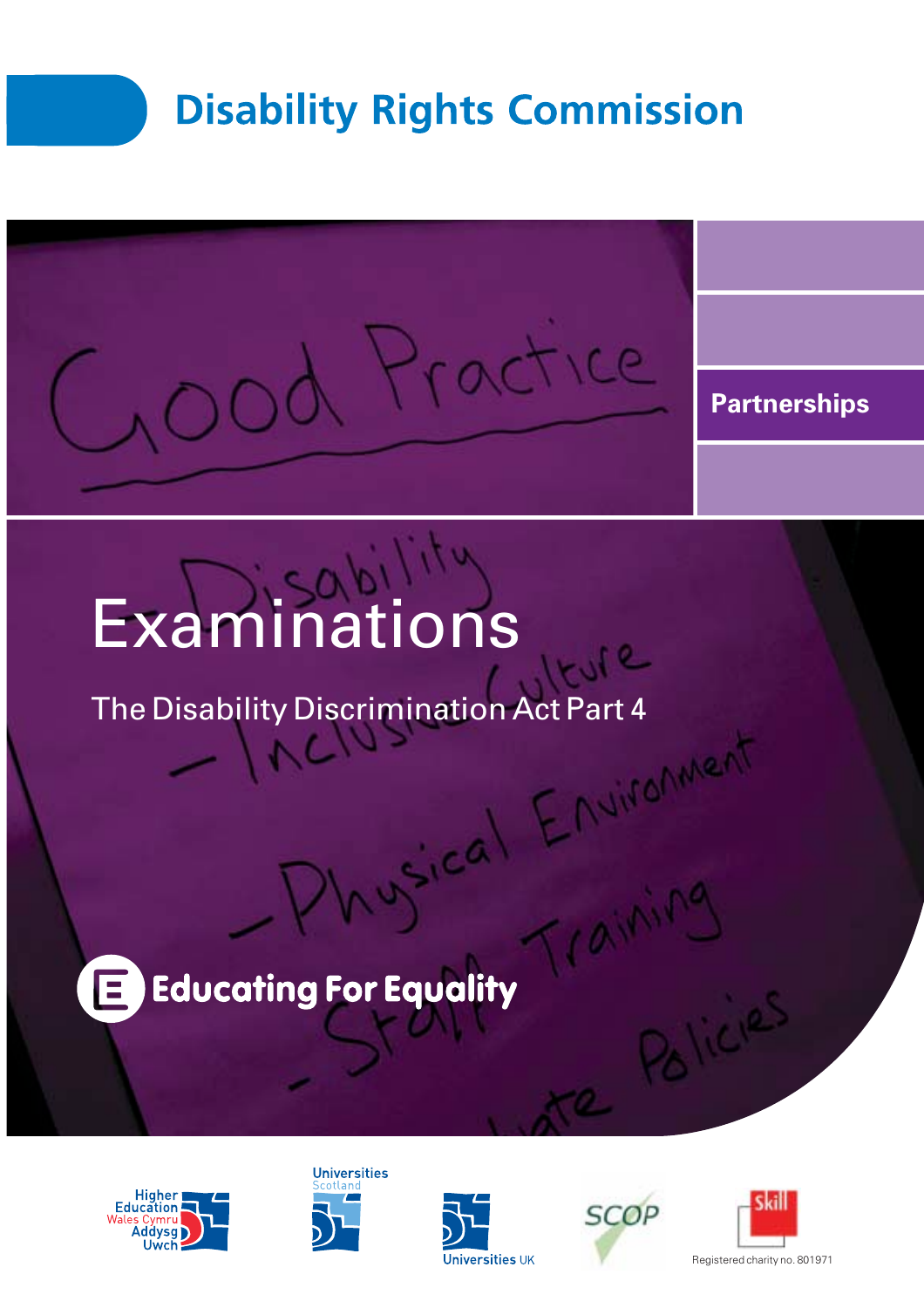# Disability Rights Commission

Partnerships

# Examinations

## The Disability Discrimination Act Part 4

Educating For Equality

Higher Education Wales Cymru Addysg Uwch

Universities Scotland

Universities UK

SCOP

Skill

Registered charity no. 801971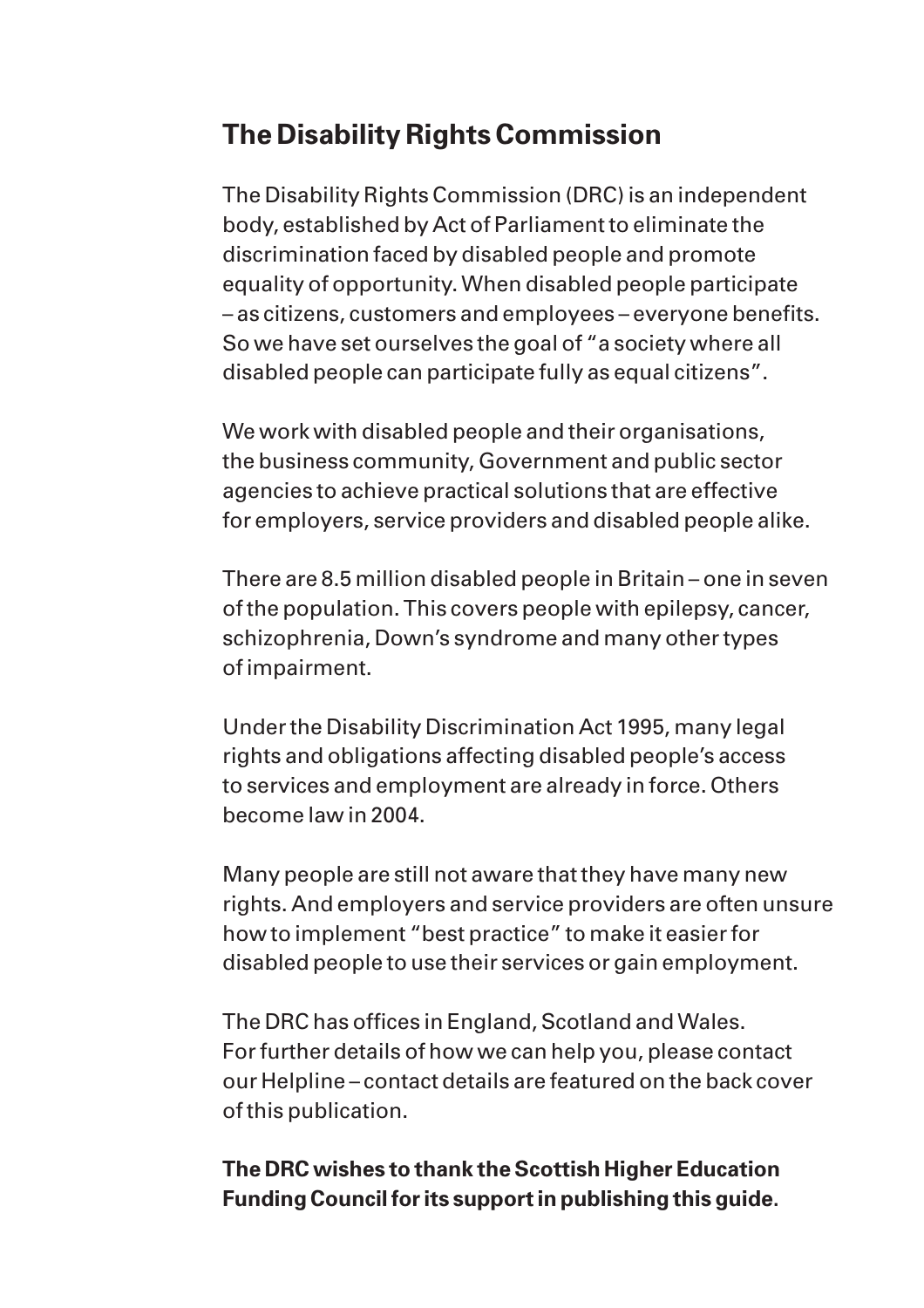## The Disability Rights Commission

The Disability Rights Commission (DRC) is an independent body, established by Act of Parliament to eliminate the discrimination faced by disabled people and promote equality of opportunity. When disabled people participate – as citizens, customers and employees – everyone benefits. So we have set ourselves the goal of "a society where all disabled people can participate fully as equal citizens".

We work with disabled people and their organisations, the business community, Government and public sector agencies to achieve practical solutions that are effective for employers, service providers and disabled people alike.

There are 8.5 million disabled people in Britain – one in seven of the population. This covers people with epilepsy, cancer, schizophrenia, Down's syndrome and many other types of impairment.

Under the Disability Discrimination Act 1995, many legal rights and obligations affecting disabled people's access to services and employment are already in force. Others become law in 2004.

Many people are still not aware that they have many new rights. And employers and service providers are often unsure how to implement "best practice" to make it easier for disabled people to use their services or gain employment.

The DRC has offices in England, Scotland and Wales. For further details of how we can help you, please contact our Helpline – contact details are featured on the back cover of this publication.

**The DRC wishes to thank the Scottish Higher Education Funding Council for its support in publishing this guide.**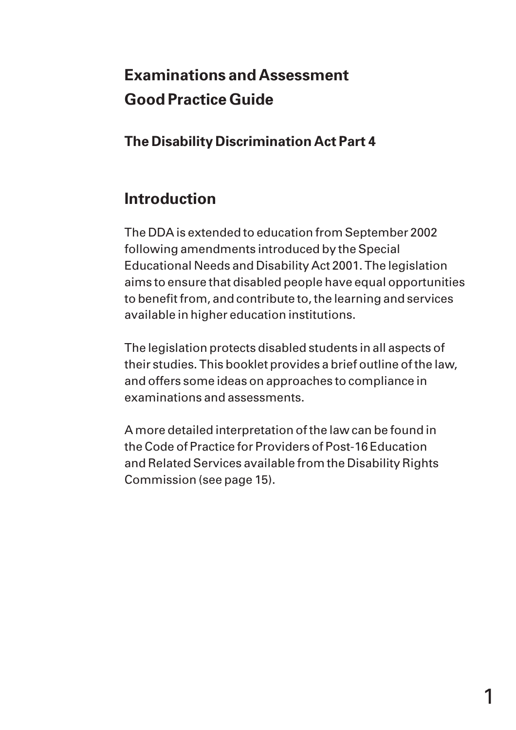# Examinations and Assessment Good Practice Guide

### The Disability Discrimination Act Part 4

## Introduction

The DDA is extended to education from September 2002 following amendments introduced by the Special Educational Needs and Disability Act 2001. The legislation aims to ensure that disabled people have equal opportunities to benefit from, and contribute to, the learning and services available in higher education institutions.

The legislation protects disabled students in all aspects of their studies. This booklet provides a brief outline of the law, and offers some ideas on approaches to compliance in examinations and assessments.

A more detailed interpretation of the law can be found in the Code of Practice for Providers of Post-16 Education and Related Services available from the Disability Rights Commission (see page 15).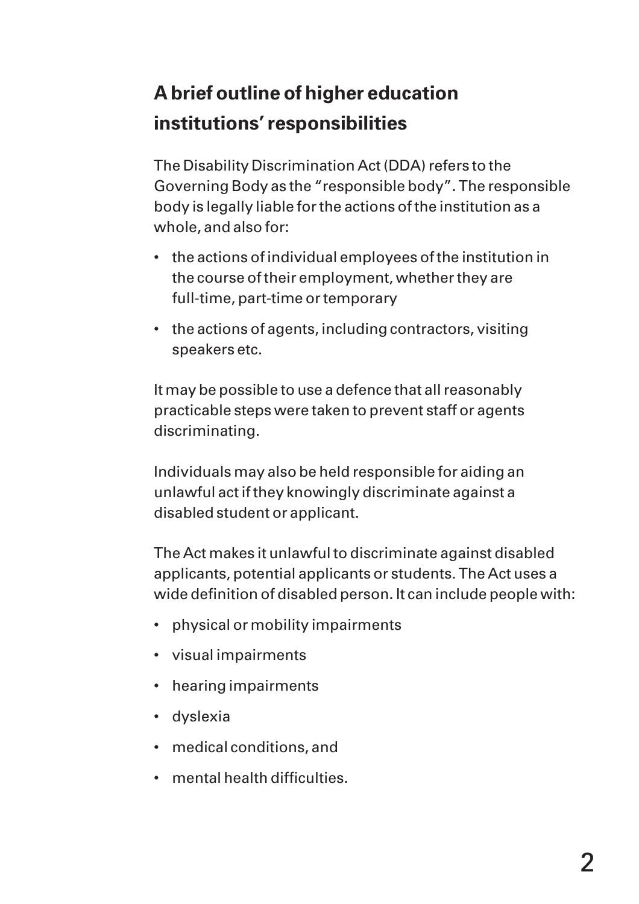## A brief outline of higher education institutions' responsibilities

The Disability Discrimination Act (DDA) refers to the Governing Body as the "responsible body". The responsible body is legally liable for the actions of the institution as a whole, and also for:

- the actions of individual employees of the institution in the course of their employment, whether they are full-time, part-time or temporary
- the actions of agents, including contractors, visiting speakers etc.

It may be possible to use a defence that all reasonably practicable steps were taken to prevent staff or agents discriminating.

Individuals may also be held responsible for aiding an unlawful act if they knowingly discriminate against a disabled student or applicant.

The Act makes it unlawful to discriminate against disabled applicants, potential applicants or students. The Act uses a wide definition of disabled person. It can include people with:

- physical or mobility impairments
- visual impairments
- hearing impairments
- dyslexia
- medical conditions, and
- mental health difficulties.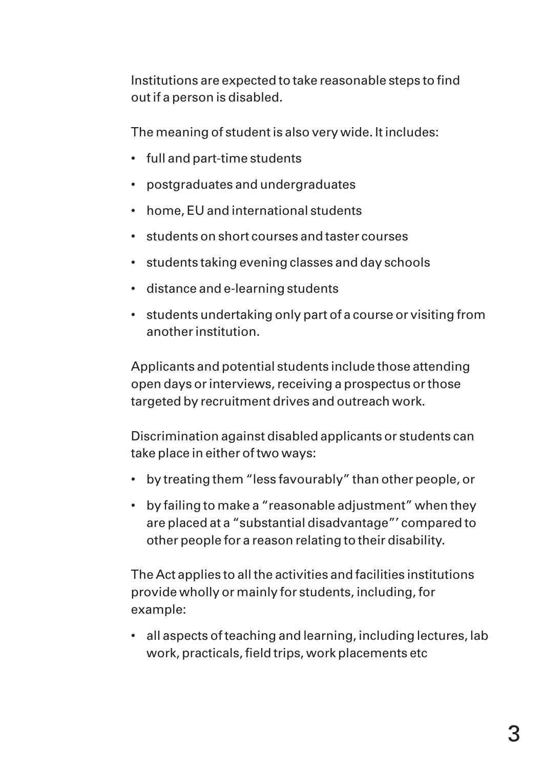Institutions are expected to take reasonable steps to find out if a person is disabled.

The meaning of student is also very wide. It includes:

- full and part-time students
- postgraduates and undergraduates
- home, EU and international students
- students on short courses and taster courses
- students taking evening classes and day schools
- distance and e-learning students
- students undertaking only part of a course or visiting from another institution.

Applicants and potential students include those attending open days or interviews, receiving a prospectus or those targeted by recruitment drives and outreach work.

Discrimination against disabled applicants or students can take place in either of two ways:

- by treating them "less favourably" than other people, or
- by failing to make a "reasonable adjustment" when they are placed at a "substantial disadvantage"' compared to other people for a reason relating to their disability.

The Act applies to all the activities and facilities institutions provide wholly or mainly for students, including, for example:

- all aspects of teaching and learning, including lectures, lab work, practicals, field trips, work placements etc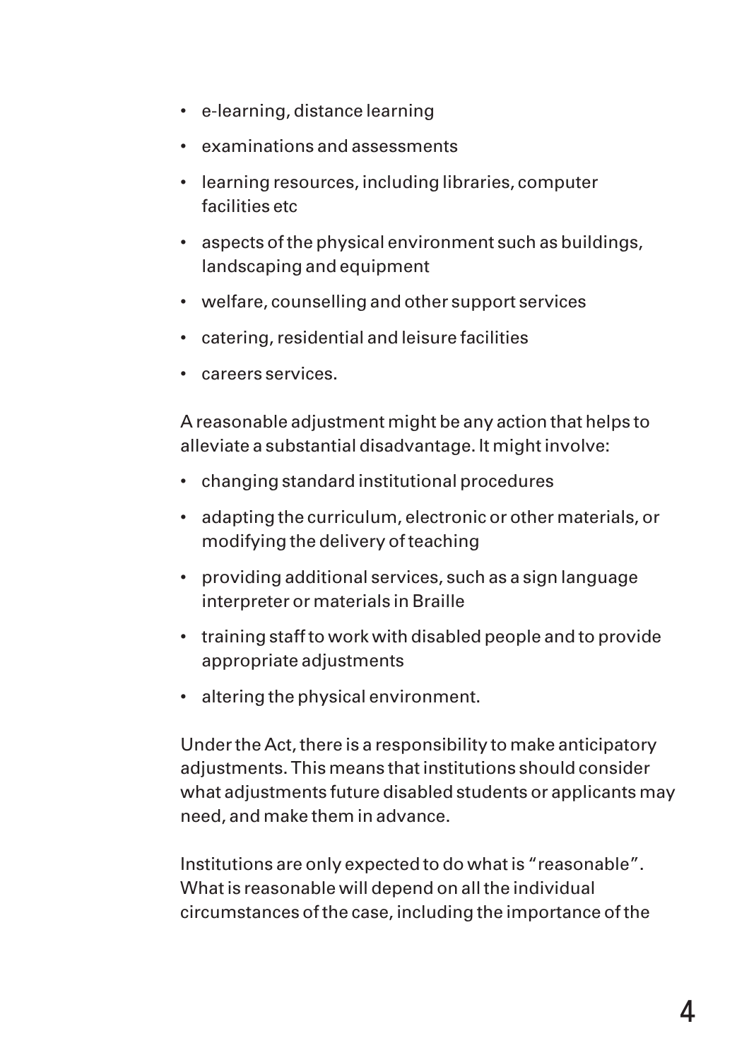- e-learning, distance learning
- examinations and assessments
- learning resources, including libraries, computer facilities etc
- aspects of the physical environment such as buildings, landscaping and equipment
- welfare, counselling and other support services
- catering, residential and leisure facilities
- careers services.

A reasonable adjustment might be any action that helps to alleviate a substantial disadvantage. It might involve:

- changing standard institutional procedures
- adapting the curriculum, electronic or other materials, or modifying the delivery of teaching
- providing additional services, such as a sign language interpreter or materials in Braille
- training staff to work with disabled people and to provide appropriate adjustments
- altering the physical environment.

Under the Act, there is a responsibility to make anticipatory adjustments. This means that institutions should consider what adjustments future disabled students or applicants may need, and make them in advance.

Institutions are only expected to do what is "reasonable". What is reasonable will depend on all the individual circumstances of the case, including the importance of the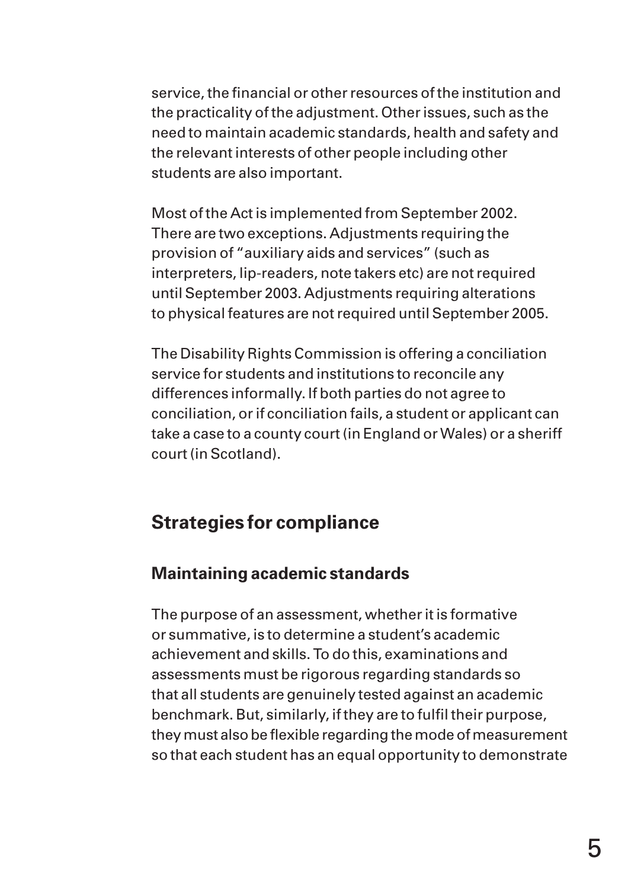service, the financial or other resources of the institution and the practicality of the adjustment. Other issues, such as the need to maintain academic standards, health and safety and the relevant interests of other people including other students are also important.

Most of the Act is implemented from September 2002. There are two exceptions. Adjustments requiring the provision of "auxiliary aids and services" (such as interpreters, lip-readers, note takers etc) are not required until September 2003. Adjustments requiring alterations to physical features are not required until September 2005.

The Disability Rights Commission is offering a conciliation service for students and institutions to reconcile any differences informally. If both parties do not agree to conciliation, or if conciliation fails, a student or applicant can take a case to a county court (in England or Wales) or a sheriff court (in Scotland).

## Strategies for compliance

### Maintaining academic standards

The purpose of an assessment, whether it is formative or summative, is to determine a student's academic achievement and skills. To do this, examinations and assessments must be rigorous regarding standards so that all students are genuinely tested against an academic benchmark. But, similarly, if they are to fulfil their purpose, they must also be flexible regarding the mode of measurement so that each student has an equal opportunity to demonstrate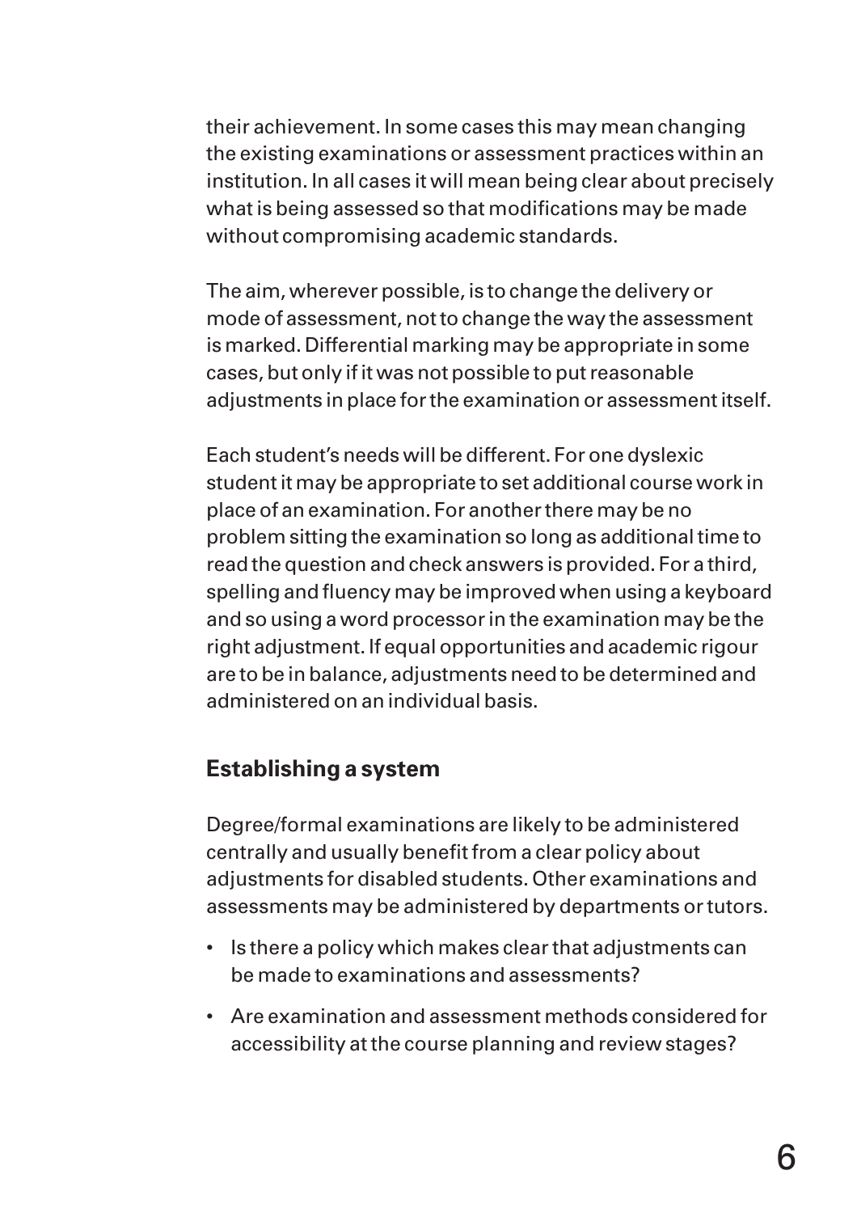their achievement. In some cases this may mean changing the existing examinations or assessment practices within an institution. In all cases it will mean being clear about precisely what is being assessed so that modifications may be made without compromising academic standards.

The aim, wherever possible, is to change the delivery or mode of assessment, not to change the way the assessment is marked. Differential marking may be appropriate in some cases, but only if it was not possible to put reasonable adjustments in place for the examination or assessment itself.

Each student's needs will be different. For one dyslexic student it may be appropriate to set additional course work in place of an examination. For another there may be no problem sitting the examination so long as additional time to read the question and check answers is provided. For a third, spelling and fluency may be improved when using a keyboard and so using a word processor in the examination may be the right adjustment. If equal opportunities and academic rigour are to be in balance, adjustments need to be determined and administered on an individual basis.

## Establishing a system

Degree/formal examinations are likely to be administered centrally and usually benefit from a clear policy about adjustments for disabled students. Other examinations and assessments may be administered by departments or tutors.

- Is there a policy which makes clear that adjustments can be made to examinations and assessments?
- Are examination and assessment methods considered for accessibility at the course planning and review stages?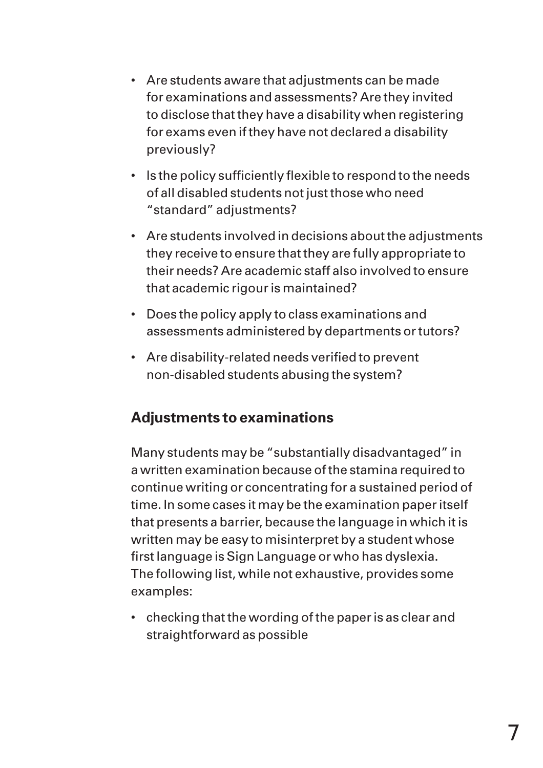- Are students aware that adjustments can be made for examinations and assessments? Are they invited to disclose that they have a disability when registering for exams even if they have not declared a disability previously?
- Is the policy sufficiently flexible to respond to the needs of all disabled students not just those who need "standard" adjustments?
- Are students involved in decisions about the adjustments they receive to ensure that they are fully appropriate to their needs? Are academic staff also involved to ensure that academic rigour is maintained?
- Does the policy apply to class examinations and assessments administered by departments or tutors?
- Are disability-related needs verified to prevent non-disabled students abusing the system?

## Adjustments to examinations

Many students may be "substantially disadvantaged" in a written examination because of the stamina required to continue writing or concentrating for a sustained period of time. In some cases it may be the examination paper itself that presents a barrier, because the language in which it is written may be easy to misinterpret by a student whose first language is Sign Language or who has dyslexia. The following list, while not exhaustive, provides some examples:

- checking that the wording of the paper is as clear and straightforward as possible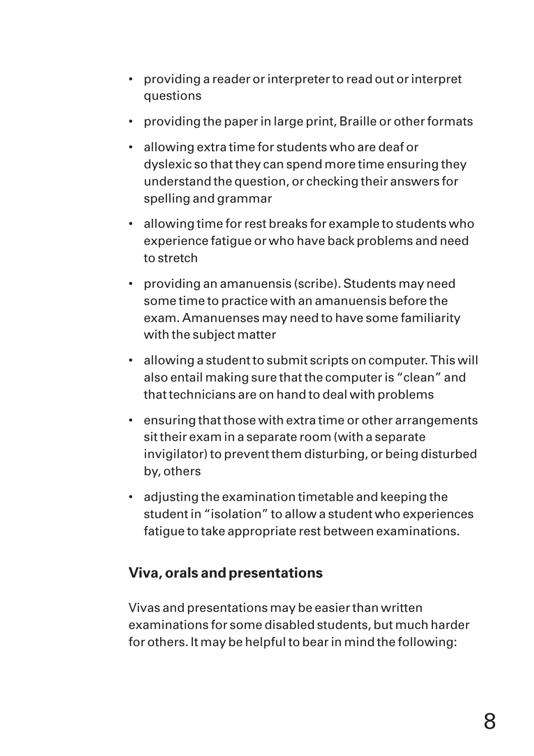- providing a reader or interpreter to read out or interpret questions
- providing the paper in large print, Braille or other formats
- allowing extra time for students who are deaf or dyslexic so that they can spend more time ensuring they understand the question, or checking their answers for spelling and grammar
- allowing time for rest breaks for example to students who experience fatigue or who have back problems and need to stretch
- providing an amanuensis (scribe). Students may need some time to practice with an amanuensis before the exam. Amanuenses may need to have some familiarity with the subject matter
- allowing a student to submit scripts on computer. This will also entail making sure that the computer is "clean" and that technicians are on hand to deal with problems
- ensuring that those with extra time or other arrangements sit their exam in a separate room (with a separate invigilator) to prevent them disturbing, or being disturbed by, others
- adjusting the examination timetable and keeping the student in "isolation" to allow a student who experiences fatigue to take appropriate rest between examinations.

## Viva, orals and presentations

Vivas and presentations may be easier than written examinations for some disabled students, but much harder for others. It may be helpful to bear in mind the following: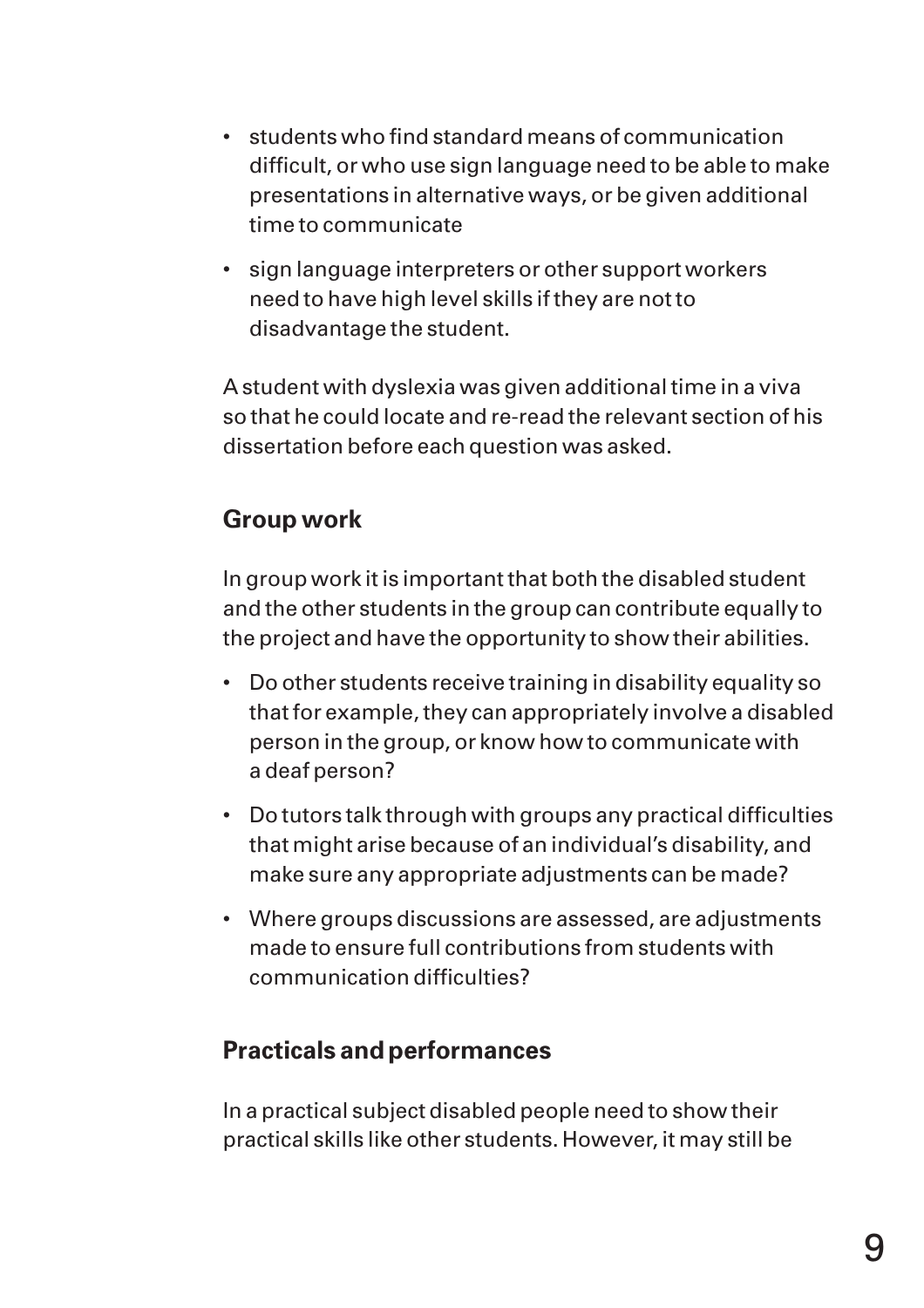- students who find standard means of communication difficult, or who use sign language need to be able to make presentations in alternative ways, or be given additional time to communicate
- sign language interpreters or other support workers need to have high level skills if they are not to disadvantage the student.

A student with dyslexia was given additional time in a viva so that he could locate and re-read the relevant section of his dissertation before each question was asked.

## Group work

In group work it is important that both the disabled student and the other students in the group can contribute equally to the project and have the opportunity to show their abilities.

- Do other students receive training in disability equality so that for example, they can appropriately involve a disabled person in the group, or know how to communicate with a deaf person?
- Do tutors talk through with groups any practical difficulties that might arise because of an individual's disability, and make sure any appropriate adjustments can be made?
- Where groups discussions are assessed, are adjustments made to ensure full contributions from students with communication difficulties?

## Practicals and performances

In a practical subject disabled people need to show their practical skills like other students. However, it may still be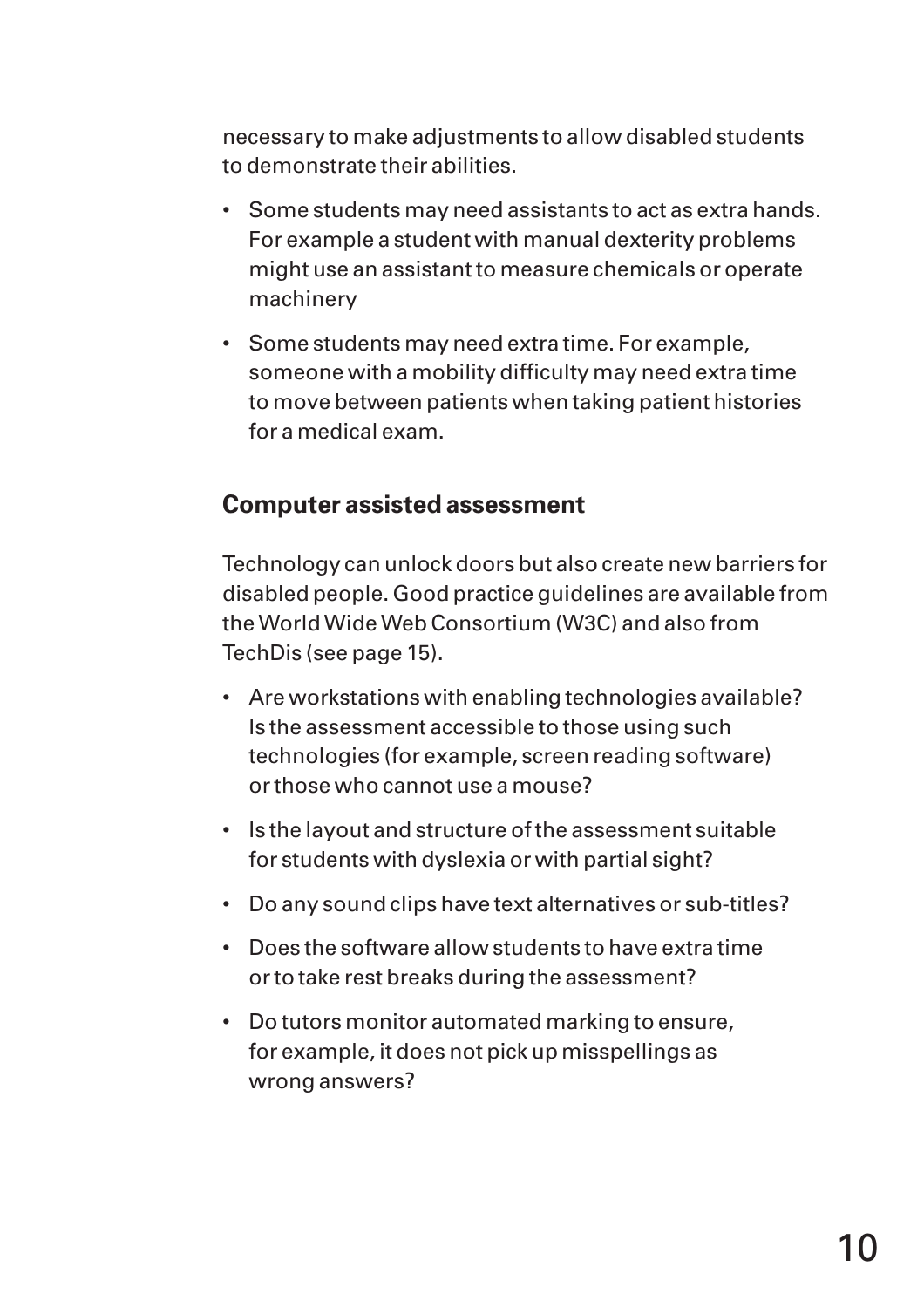necessary to make adjustments to allow disabled students to demonstrate their abilities.

- Some students may need assistants to act as extra hands. For example a student with manual dexterity problems might use an assistant to measure chemicals or operate machinery
- Some students may need extra time. For example, someone with a mobility difficulty may need extra time to move between patients when taking patient histories for a medical exam.

## Computer assisted assessment

Technology can unlock doors but also create new barriers for disabled people. Good practice guidelines are available from the World Wide Web Consortium (W3C) and also from TechDis (see page 15).

- Are workstations with enabling technologies available? Is the assessment accessible to those using such technologies (for example, screen reading software) or those who cannot use a mouse?
- Is the layout and structure of the assessment suitable for students with dyslexia or with partial sight?
- Do any sound clips have text alternatives or sub-titles?
- Does the software allow students to have extra time or to take rest breaks during the assessment?
- Do tutors monitor automated marking to ensure, for example, it does not pick up misspellings as wrong answers?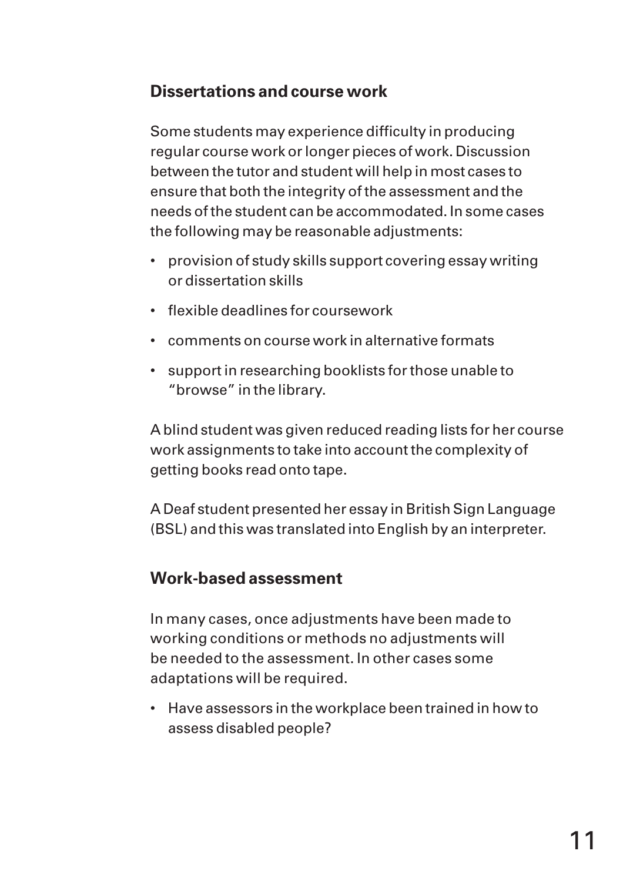## Dissertations and course work

Some students may experience difficulty in producing regular course work or longer pieces of work. Discussion between the tutor and student will help in most cases to ensure that both the integrity of the assessment and the needs of the student can be accommodated. In some cases the following may be reasonable adjustments:

- provision of study skills support covering essay writing or dissertation skills
- flexible deadlines for coursework
- comments on course work in alternative formats
- support in researching booklists for those unable to "browse" in the library.

A blind student was given reduced reading lists for her course work assignments to take into account the complexity of getting books read onto tape.

A Deaf student presented her essay in British Sign Language (BSL) and this was translated into English by an interpreter.

## Work-based assessment

In many cases, once adjustments have been made to working conditions or methods no adjustments will be needed to the assessment. In other cases some adaptations will be required.

- Have assessors in the workplace been trained in how to assess disabled people?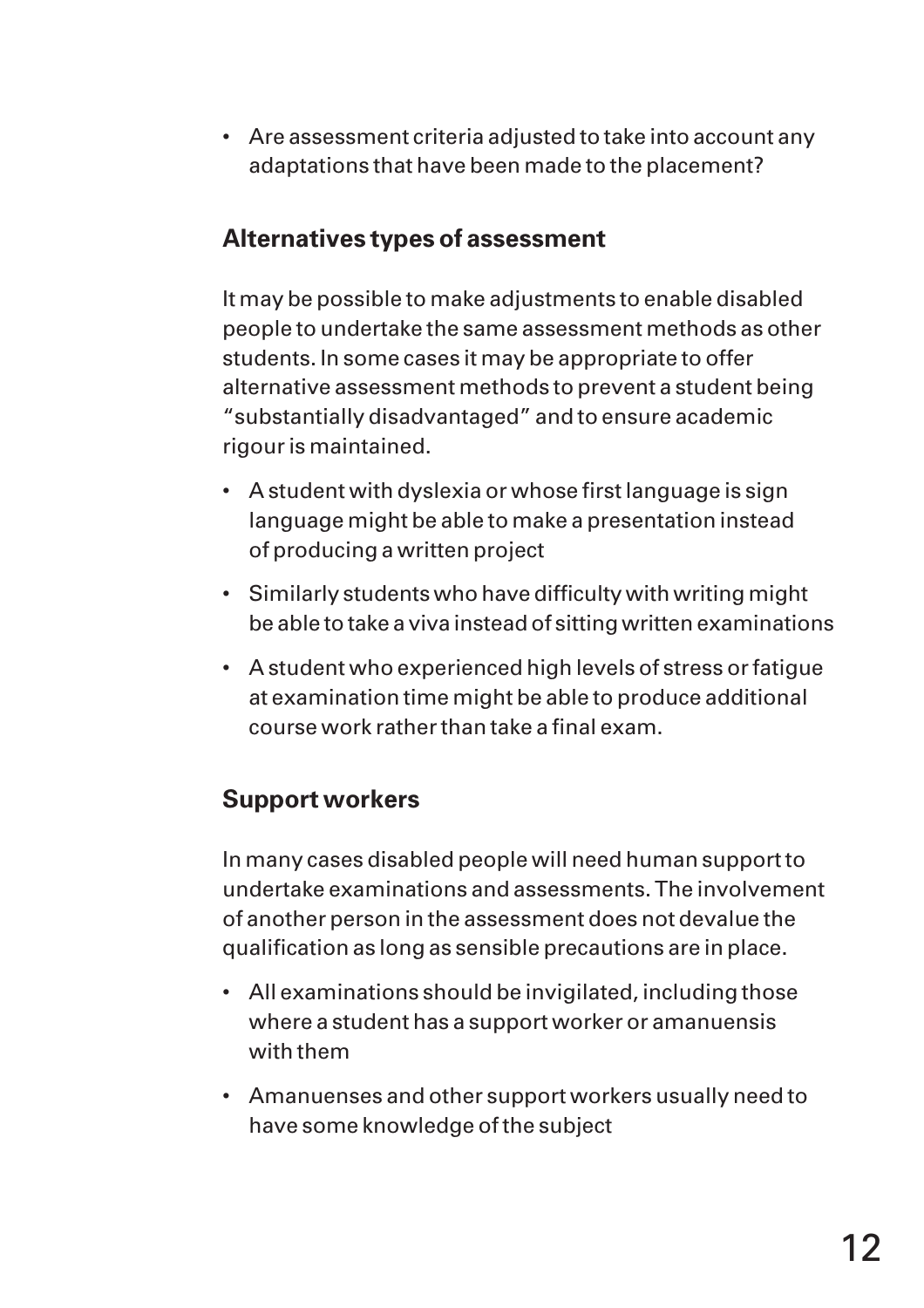- Are assessment criteria adjusted to take into account any adaptations that have been made to the placement?

## Alternatives types of assessment

It may be possible to make adjustments to enable disabled people to undertake the same assessment methods as other students. In some cases it may be appropriate to offer alternative assessment methods to prevent a student being "substantially disadvantaged" and to ensure academic rigour is maintained.

- A student with dyslexia or whose first language is sign language might be able to make a presentation instead of producing a written project
- Similarly students who have difficulty with writing might be able to take a viva instead of sitting written examinations
- A student who experienced high levels of stress or fatigue at examination time might be able to produce additional course work rather than take a final exam.

## Support workers

In many cases disabled people will need human support to undertake examinations and assessments. The involvement of another person in the assessment does not devalue the qualification as long as sensible precautions are in place.

- All examinations should be invigilated, including those where a student has a support worker or amanuensis with them
- Amanuenses and other support workers usually need to have some knowledge of the subject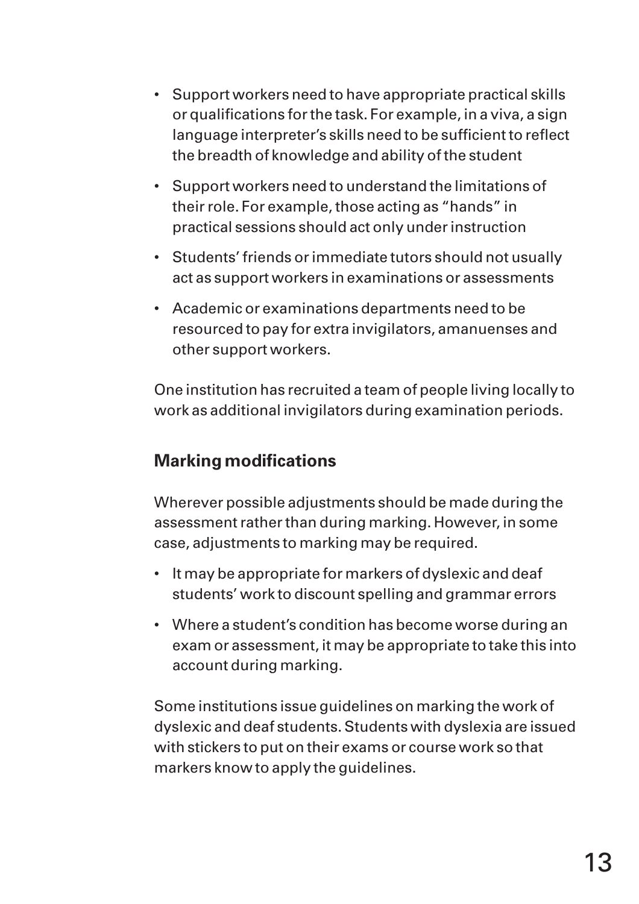- Support workers need to have appropriate practical skills or qualifications for the task. For example, in a viva, a sign language interpreter's skills need to be sufficient to reflect the breadth of knowledge and ability of the student
- Support workers need to understand the limitations of their role. For example, those acting as "hands" in practical sessions should act only under instruction
- Students' friends or immediate tutors should not usually act as support workers in examinations or assessments
- Academic or examinations departments need to be resourced to pay for extra invigilators, amanuenses and other support workers.

One institution has recruited a team of people living locally to work as additional invigilators during examination periods.

### Marking modifications

Wherever possible adjustments should be made during the assessment rather than during marking. However, in some case, adjustments to marking may be required.

- It may be appropriate for markers of dyslexic and deaf students' work to discount spelling and grammar errors
- Where a student's condition has become worse during an exam or assessment, it may be appropriate to take this into account during marking.

Some institutions issue guidelines on marking the work of dyslexic and deaf students. Students with dyslexia are issued with stickers to put on their exams or course work so that markers know to apply the guidelines.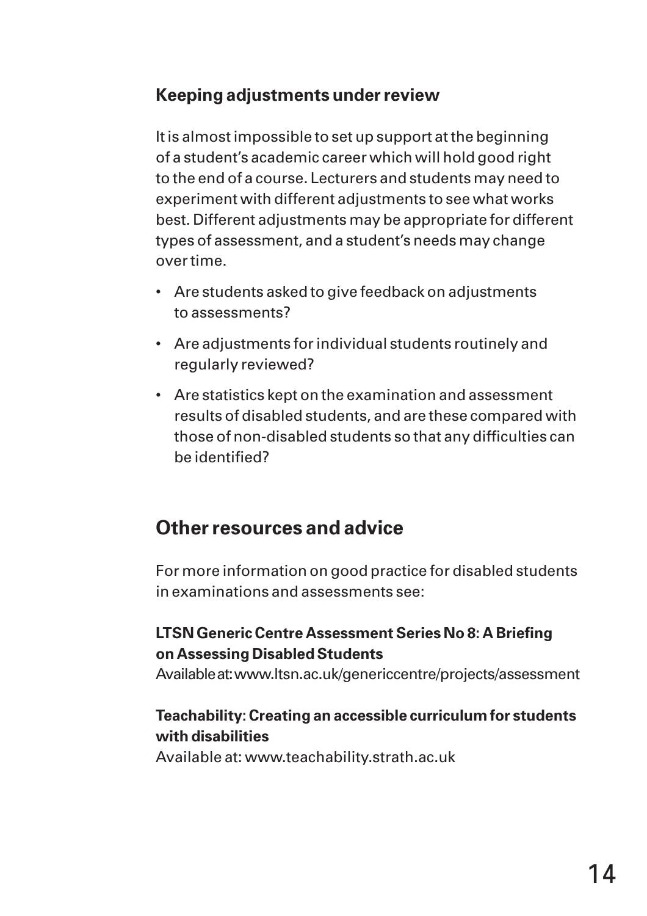### Keeping adjustments under review

It is almost impossible to set up support at the beginning of a student's academic career which will hold good right to the end of a course. Lecturers and students may need to experiment with different adjustments to see what works best. Different adjustments may be appropriate for different types of assessment, and a student's needs may change over time.

- Are students asked to give feedback on adjustments to assessments?
- Are adjustments for individual students routinely and regularly reviewed?
- Are statistics kept on the examination and assessment results of disabled students, and are these compared with those of non-disabled students so that any difficulties can be identified?

## Other resources and advice

For more information on good practice for disabled students in examinations and assessments see:

**LTSN Generic Centre Assessment Series No 8: A Briefing on Assessing Disabled Students**
Available at: www.ltsn.ac.uk/genericcentre/projects/assessment

**Teachability: Creating an accessible curriculum for students with disabilities**
Available at: www.teachability.strath.ac.uk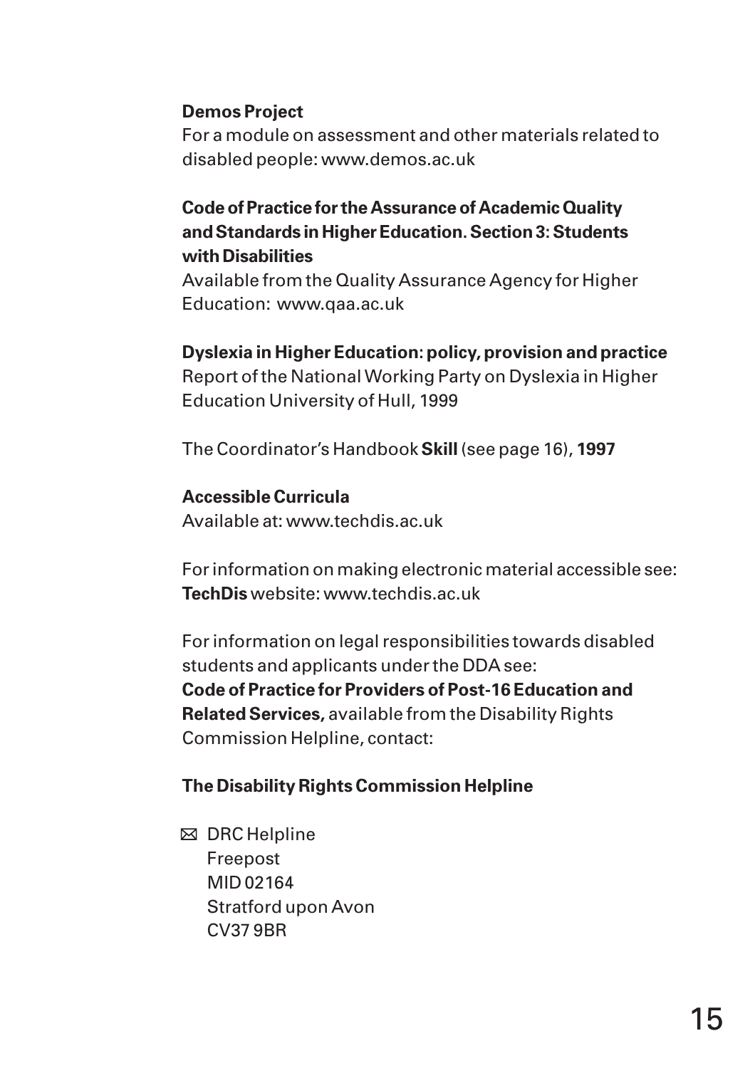**Demos Project**
For a module on assessment and other materials related to disabled people: www.demos.ac.uk

**Code of Practice for the Assurance of Academic Quality and Standards in Higher Education. Section 3: Students with Disabilities**
Available from the Quality Assurance Agency for Higher Education: www.qaa.ac.uk

**Dyslexia in Higher Education: policy, provision and practice**
Report of the National Working Party on Dyslexia in Higher Education University of Hull, 1999

The Coordinator's Handbook **Skill** (see page 16), **1997**

**Accessible Curricula**
Available at: www.techdis.ac.uk

For information on making electronic material accessible see: **TechDis** website: www.techdis.ac.uk

For information on legal responsibilities towards disabled students and applicants under the DDA see:
**Code of Practice for Providers of Post-16 Education and Related Services,** available from the Disability Rights Commission Helpline, contact:

**The Disability Rights Commission Helpline**

✉ DRC Helpline
Freepost
MID 02164
Stratford upon Avon
CV37 9BR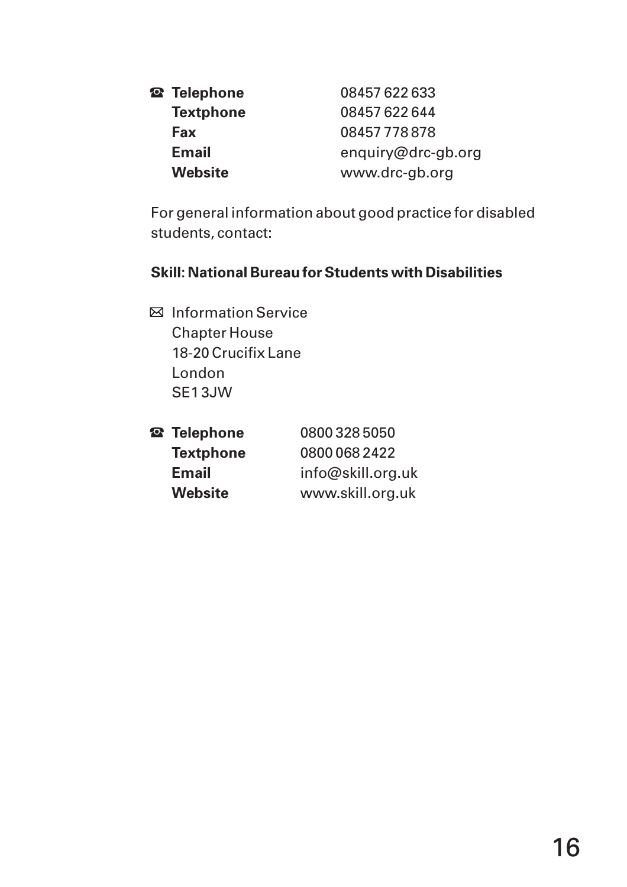☎ **Telephone** 08457 622 633
**Textphone** 08457 622 644
**Fax** 08457 778 878
**Email** enquiry@drc-gb.org
**Website** www.drc-gb.org

For general information about good practice for disabled students, contact:

**Skill: National Bureau for Students with Disabilities**

✉ Information Service
Chapter House
18-20 Crucifix Lane
London
SE1 3JW

☎ **Telephone** 0800 328 5050
**Textphone** 0800 068 2422
**Email** info@skill.org.uk
**Website** www.skill.org.uk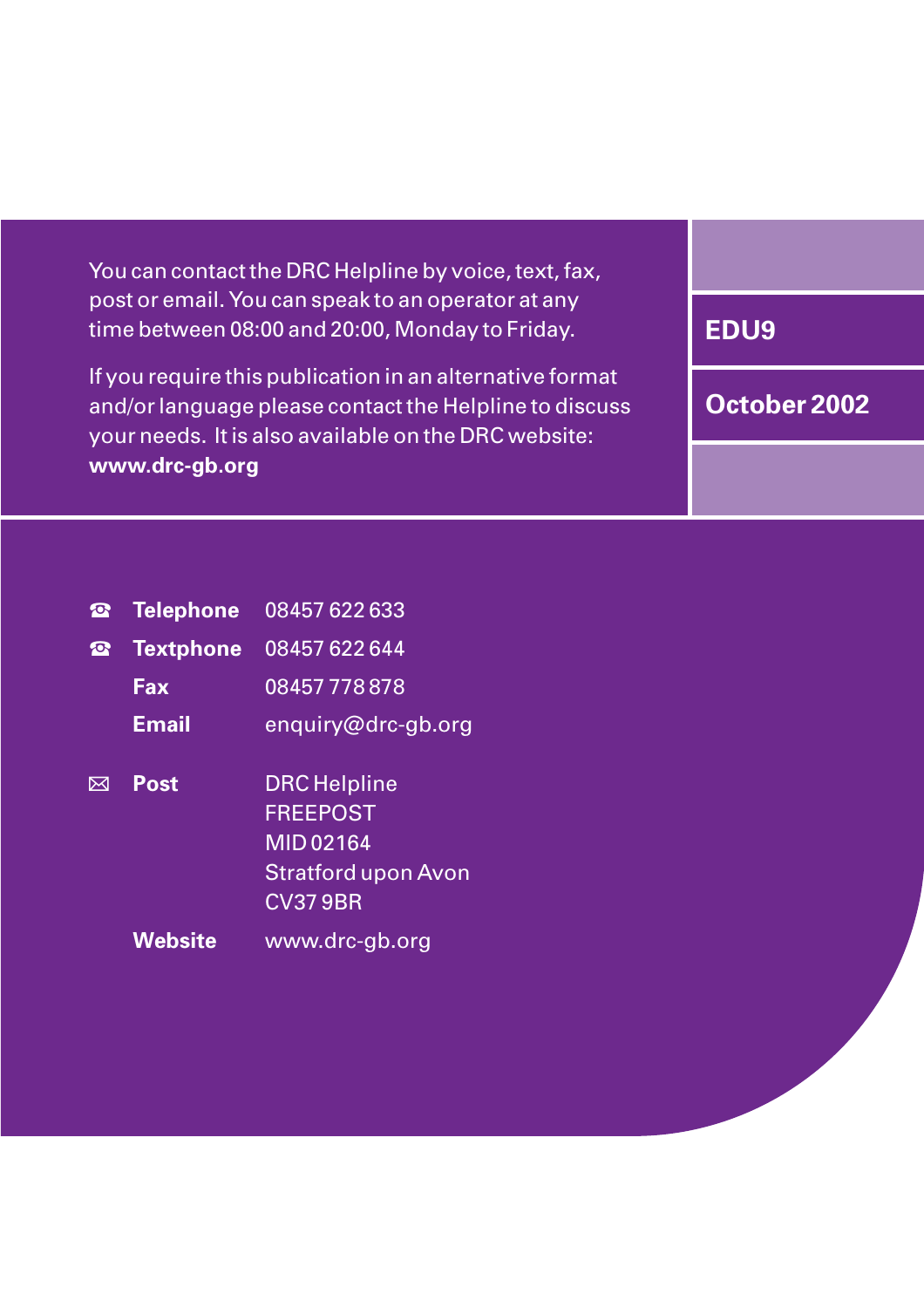You can contact the DRC Helpline by voice, text, fax, post or email. You can speak to an operator at any time between 08:00 and 20:00, Monday to Friday.

If you require this publication in an alternative format and/or language please contact the Helpline to discuss your needs. It is also available on the DRC website: **www.drc-gb.org**

**EDU9**

**October 2002**

| | | |
|---|---|---|
| ☎ | **Telephone** | 08457 622 633 |
| ☎ | **Textphone** | 08457 622 644 |
| | **Fax** | 08457 778 878 |
| | **Email** | enquiry@drc-gb.org |
| ✉ | **Post** | DRC Helpline<br>FREEPOST<br>MID 02164<br>Stratford upon Avon<br>CV37 9BR |
| | **Website** | www.drc-gb.org |